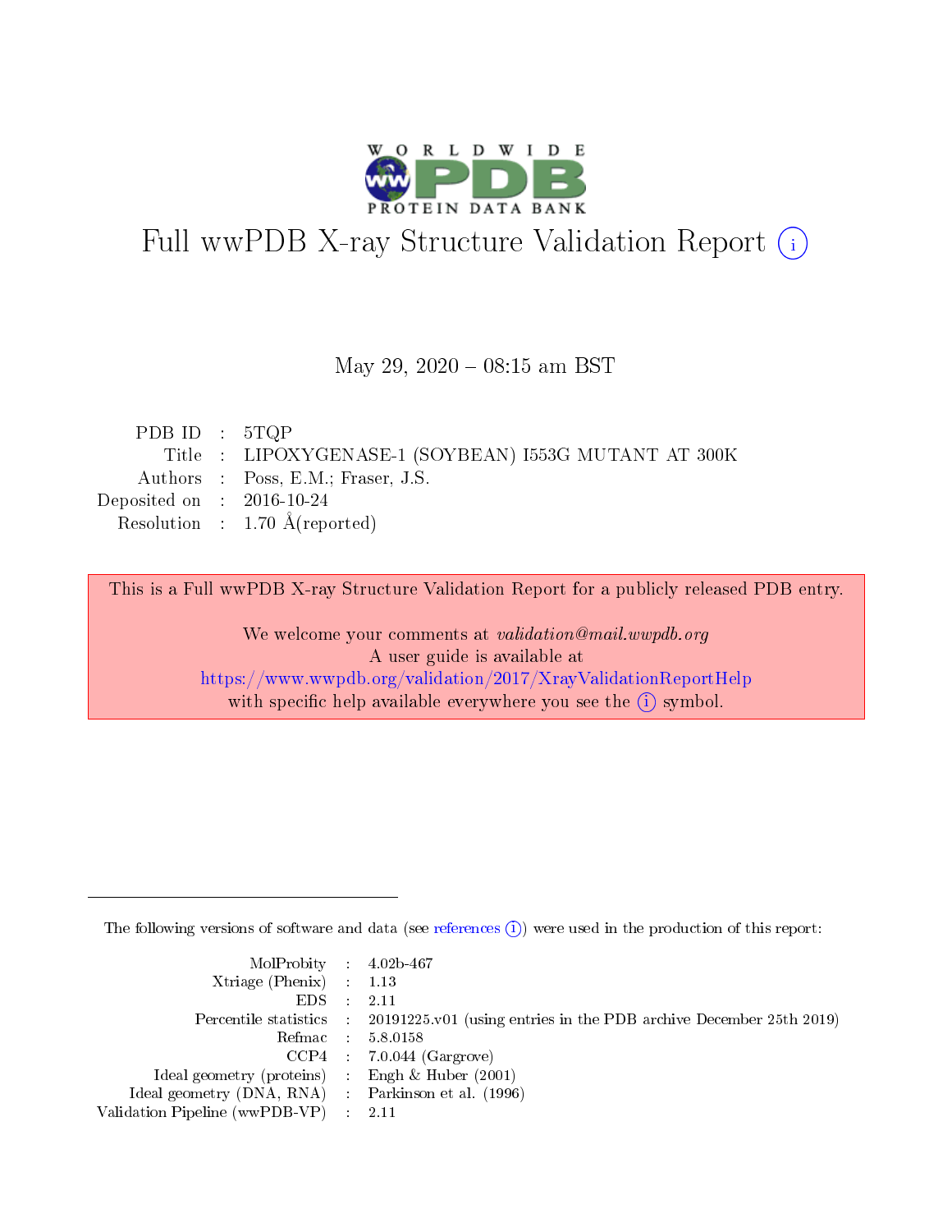# Full wwPDB X-ray Structure Validation Report (i)

May 29, 2020 – 08:15 am BST

| | | |
|---|---|---|
| PDB ID | : | 5TQP |
| Title | : | LIPOXYGENASE-1 (SOYBEAN) I553G MUTANT AT 300K |
| Authors | : | Poss, E.M.; Fraser, J.S. |
| Deposited on | : | 2016-10-24 |
| Resolution | : | 1.70 Å(reported) |

This is a Full wwPDB X-ray Structure Validation Report for a publicly released PDB entry.

We welcome your comments at *validation@mail.wwpdb.org*
A user guide is available at
https://www.wwpdb.org/validation/2017/XrayValidationReportHelp
with specific help available everywhere you see the (i) symbol.

---

The following versions of software and data (see references (i)) were used in the production of this report:

| | | |
|---|---|---|
| MolProbity | : | 4.02b-467 |
| Xtriage (Phenix) | : | 1.13 |
| EDS | : | 2.11 |
| Percentile statistics | : | 20191225.v01 (using entries in the PDB archive December 25th 2019) |
| Refmac | : | 5.8.0158 |
| CCP4 | : | 7.0.044 (Gargrove) |
| Ideal geometry (proteins) | : | Engh & Huber (2001) |
| Ideal geometry (DNA, RNA) | : | Parkinson et al. (1996) |
| Validation Pipeline (wwPDB-VP) | : | 2.11 |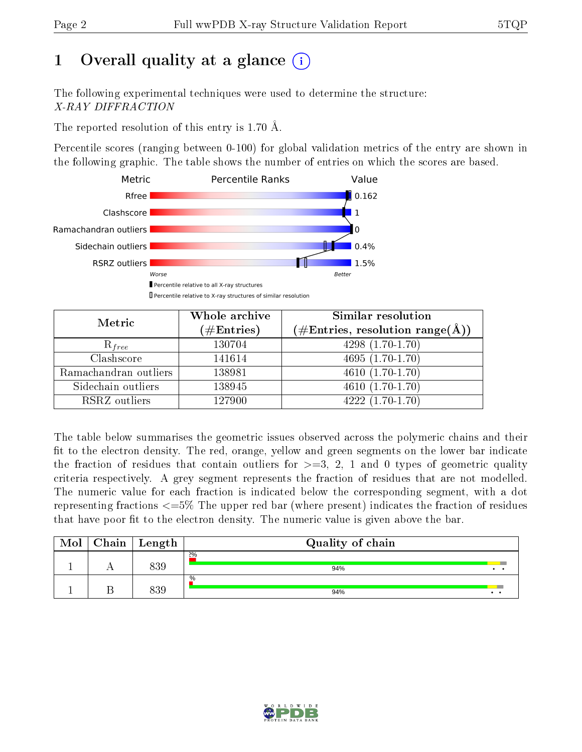# 1 Overall quality at a glance

The following experimental techniques were used to determine the structure:
*X-RAY DIFFRACTION*

The reported resolution of this entry is 1.70 Å.

Percentile scores (ranging between 0-100) for global validation metrics of the entry are shown in the following graphic. The table shows the number of entries on which the scores are based.

| Metric | Value |
|---|---|
| Rfree | 0.162 |
| Clashscore | 1 |
| Ramachandran outliers | 0 |
| Sidechain outliers | 0.4% |
| RSRZ outliers | 1.5% |

Worse — Better

Percentile relative to all X-ray structures

Percentile relative to X-ray structures of similar resolution

| Metric | Whole archive (#Entries) | Similar resolution (#Entries, resolution range(Å)) |
|---|---|---|
| $R_{free}$ | 130704 | 4298 (1.70-1.70) |
| Clashscore | 141614 | 4695 (1.70-1.70) |
| Ramachandran outliers | 138981 | 4610 (1.70-1.70) |
| Sidechain outliers | 138945 | 4610 (1.70-1.70) |
| RSRZ outliers | 127900 | 4222 (1.70-1.70) |

The table below summarises the geometric issues observed across the polymeric chains and their fit to the electron density. The red, orange, yellow and green segments on the lower bar indicate the fraction of residues that contain outliers for >=3, 2, 1 and 0 types of geometric quality criteria respectively. A grey segment represents the fraction of residues that are not modelled. The numeric value for each fraction is indicated below the corresponding segment, with a dot representing fractions <=5% The upper red bar (where present) indicates the fraction of residues that have poor fit to the electron density. The numeric value is given above the bar.

| Mol | Chain | Length | Quality of chain |
|---|---|---|---|
| 1 | A | 839 | 2%; 94% • • |
| 1 | B | 839 | %; 94% • • |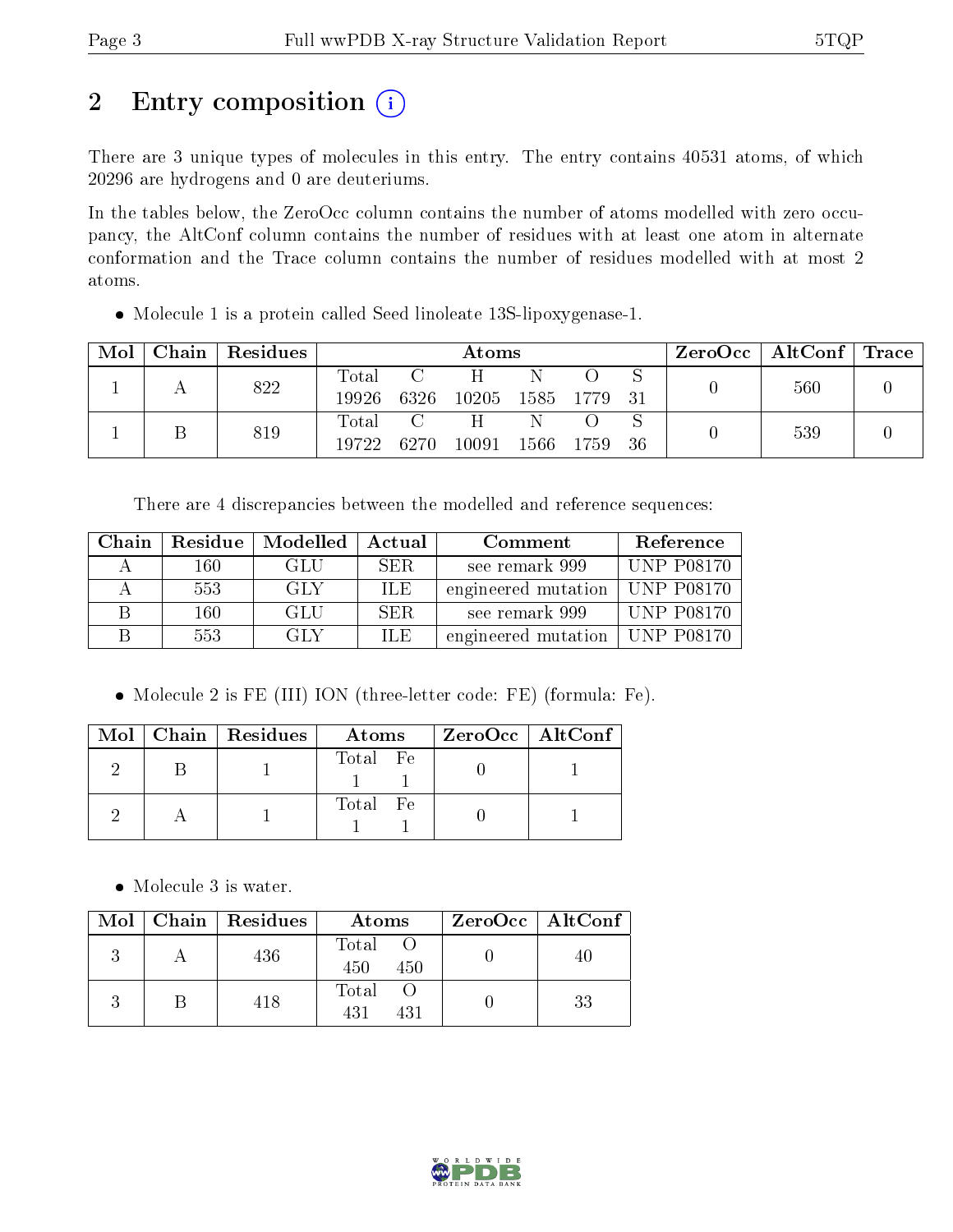## 2 Entry composition (i)

There are 3 unique types of molecules in this entry. The entry contains 40531 atoms, of which 20296 are hydrogens and 0 are deuteriums.

In the tables below, the ZeroOcc column contains the number of atoms modelled with zero occupancy, the AltConf column contains the number of residues with at least one atom in alternate conformation and the Trace column contains the number of residues modelled with at most 2 atoms.

- Molecule 1 is a protein called Seed linoleate 13S-lipoxygenase-1.

| Mol | Chain | Residues | Atoms | | | | | | ZeroOcc | AltConf | Trace |
|---|---|---|---|---|---|---|---|---|---|---|---|
| 1 | A | 822 | Total<br>19926 | C<br>6326 | H<br>10205 | N<br>1585 | O<br>1779 | S<br>31 | 0 | 560 | 0 |
| 1 | B | 819 | Total<br>19722 | C<br>6270 | H<br>10091 | N<br>1566 | O<br>1759 | S<br>36 | 0 | 539 | 0 |

There are 4 discrepancies between the modelled and reference sequences:

| Chain | Residue | Modelled | Actual | Comment | Reference |
|---|---|---|---|---|---|
| A | 160 | GLU | SER | see remark 999 | UNP P08170 |
| A | 553 | GLY | ILE | engineered mutation | UNP P08170 |
| B | 160 | GLU | SER | see remark 999 | UNP P08170 |
| B | 553 | GLY | ILE | engineered mutation | UNP P08170 |

- Molecule 2 is FE (III) ION (three-letter code: FE) (formula: Fe).

| Mol | Chain | Residues | Atoms | | ZeroOcc | AltConf |
|---|---|---|---|---|---|---|
| 2 | B | 1 | Total<br>1 | Fe<br>1 | 0 | 1 |
| 2 | A | 1 | Total<br>1 | Fe<br>1 | 0 | 1 |

- Molecule 3 is water.

| Mol | Chain | Residues | Atoms | | ZeroOcc | AltConf |
|---|---|---|---|---|---|---|
| 3 | A | 436 | Total<br>450 | O<br>450 | 0 | 40 |
| 3 | B | 418 | Total<br>431 | O<br>431 | 0 | 33 |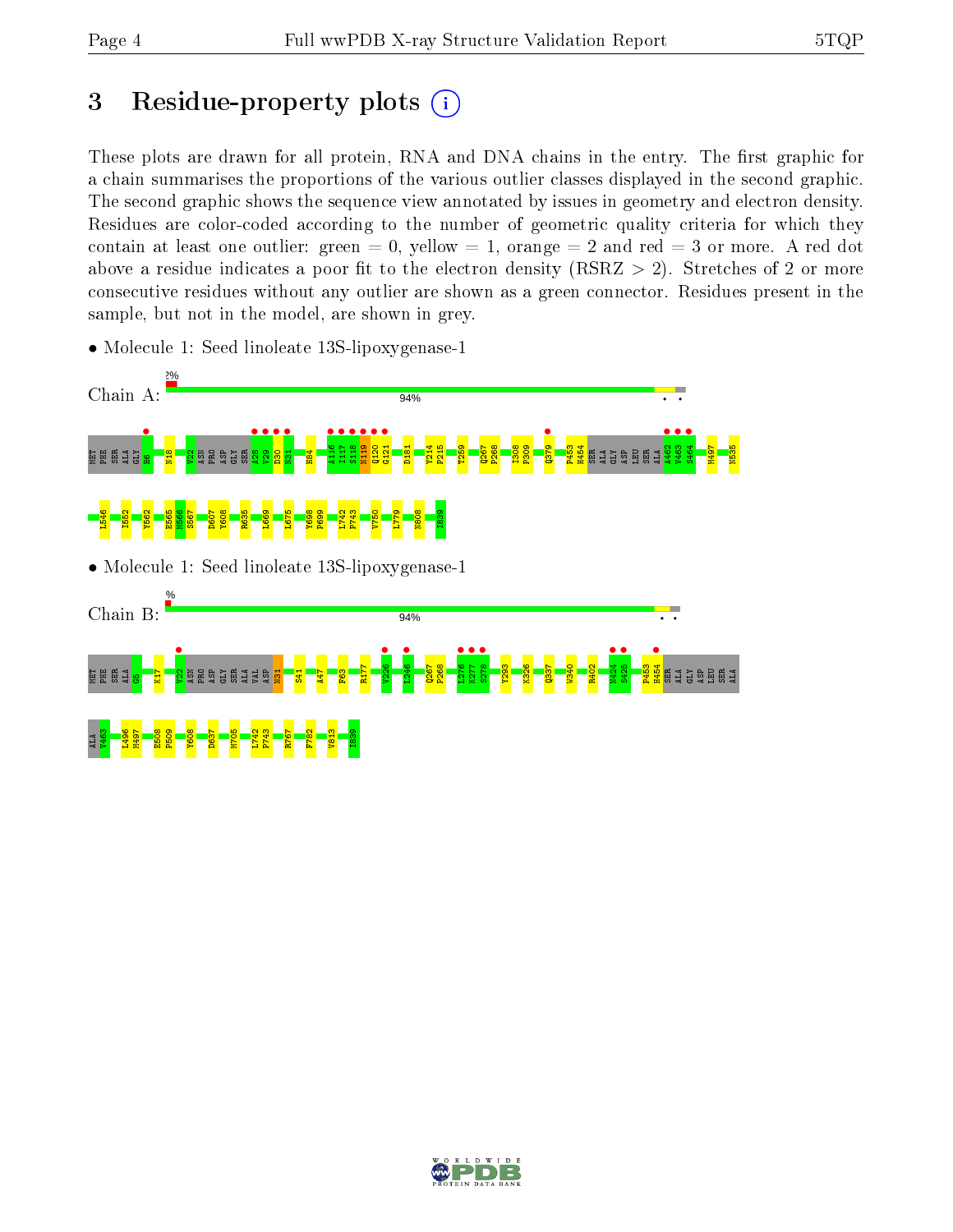# 3 Residue-property plots

These plots are drawn for all protein, RNA and DNA chains in the entry. The first graphic for a chain summarises the proportions of the various outlier classes displayed in the second graphic. The second graphic shows the sequence view annotated by issues in geometry and electron density. Residues are color-coded according to the number of geometric quality criteria for which they contain at least one outlier: green = 0, yellow = 1, orange = 2 and red = 3 or more. A red dot above a residue indicates a poor fit to the electron density (RSRZ > 2). Stretches of 2 or more consecutive residues without any outlier are shown as a green connector. Residues present in the sample, but not in the model, are shown in grey.

- Molecule 1: Seed linoleate 13S-lipoxygenase-1

Chain A: 2% | 94%

MET PHE SER ALA GLY H6 N18 V22 ASN PRO ASP GLY SER A28 V29 D30 N31 H84 A116 I117 S118 N119 Q120 G121 D181 Y214 P215 T259 Q267 P268 I308 P309 Q379 P453 H454 SER ALA GLY ASP LEU SER ALA A462 V463 S464 M497 N535 L546 I552 Y562 E565 M566 S567 D607 Y608 R635 L669 L675 Y698 P699 L742 F743 V750 L779 N808 I839

- Molecule 1: Seed linoleate 13S-lipoxygenase-1

Chain B: % | 94%

MET PHE SER ALA G5 K17 V22 ASN PRO ASP GLY SER ALA VAL ASP N31 S41 A47 F63 R177 V226 L246 Q267 P268 L276 K277 S278 Y293 K326 Q337 W340 R402 N424 S425 P453 H454 SER ALA GLY ASP LEU SER ALA ALA V463 L496 M497 E508 P509 Y608 D637 M705 L742 F743 R767 F782 V813 I839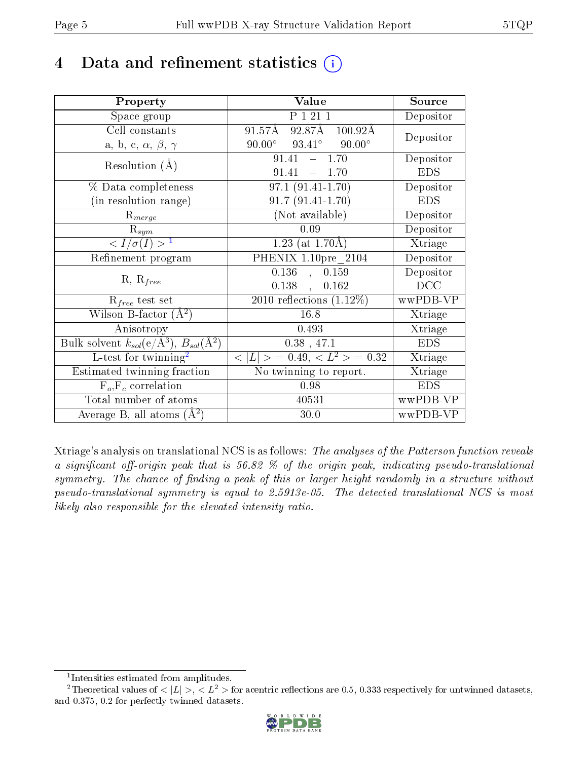# 4 Data and refinement statistics (i)

| Property | Value | Source |
|---|---|---|
| Space group | P 1 21 1 | Depositor |
| Cell constants<br>a, b, c, $\alpha$, $\beta$, $\gamma$ | 91.57Å 92.87Å 100.92Å<br>90.00° 93.41° 90.00° | Depositor |
| Resolution (Å) | 91.41 – 1.70<br>91.41 – 1.70 | Depositor<br>EDS |
| % Data completeness<br>(in resolution range) | 97.1 (91.41-1.70)<br>91.7 (91.41-1.70) | Depositor<br>EDS |
| $R_{merge}$ | (Not available) | Depositor |
| $R_{sym}$ | 0.09 | Depositor |
| $< I/\sigma(I) >$ [1] | 1.23 (at 1.70Å) | Xtriage |
| Refinement program | PHENIX 1.10pre_2104 | Depositor |
| R, $R_{free}$ | 0.136 , 0.159<br>0.138 , 0.162 | Depositor<br>DCC |
| $R_{free}$ test set | 2010 reflections (1.12%) | wwPDB-VP |
| Wilson B-factor (Å$^2$) | 16.8 | Xtriage |
| Anisotropy | 0.493 | Xtriage |
| Bulk solvent $k_{sol}$(e/Å$^3$), $B_{sol}$(Å$^2$) | 0.38 , 47.1 | EDS |
| L-test for twinning[2] | $< \|L\| > = 0.49$, $< L^2 > = 0.32$ | Xtriage |
| Estimated twinning fraction | No twinning to report. | Xtriage |
| $F_o$,$F_c$ correlation | 0.98 | EDS |
| Total number of atoms | 40531 | wwPDB-VP |
| Average B, all atoms (Å$^2$) | 30.0 | wwPDB-VP |

Xtriage's analysis on translational NCS is as follows: *The analyses of the Patterson function reveals a significant off-origin peak that is 56.82 % of the origin peak, indicating pseudo-translational symmetry. The chance of finding a peak of this or larger height randomly in a structure without pseudo-translational symmetry is equal to 2.5913e-05. The detected translational NCS is most likely also responsible for the elevated intensity ratio.*

[1] Intensities estimated from amplitudes.

[2] Theoretical values of $< |L| >$, $< L^2 >$ for acentric reflections are 0.5, 0.333 respectively for untwinned datasets, and 0.375, 0.2 for perfectly twinned datasets.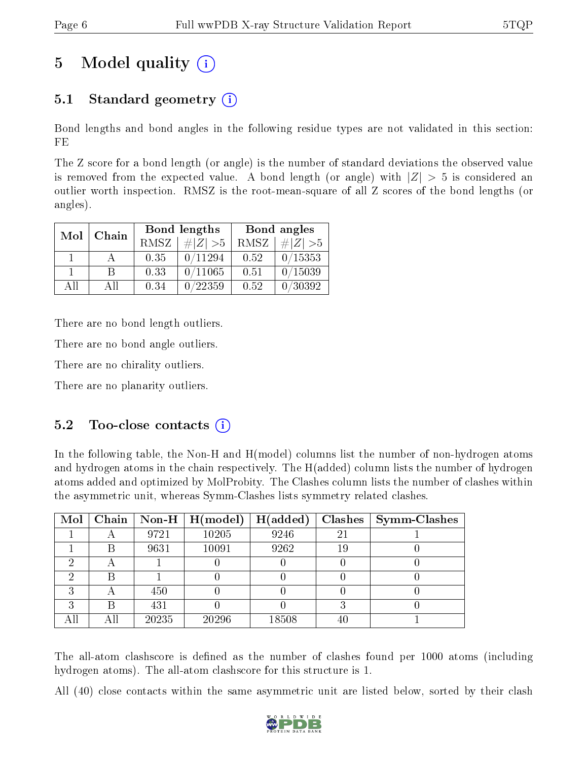# 5 Model quality (i)

## 5.1 Standard geometry (i)

Bond lengths and bond angles in the following residue types are not validated in this section: FE

The Z score for a bond length (or angle) is the number of standard deviations the observed value is removed from the expected value. A bond length (or angle) with $|Z| > 5$ is considered an outlier worth inspection. RMSZ is the root-mean-square of all Z scores of the bond lengths (or angles).

| Mol | Chain | Bond lengths | | Bond angles | |
|---|---|---|---|---|---|
| | | RMSZ | $\#\|Z\| > 5$ | RMSZ | $\#\|Z\| > 5$ |
| 1 | A | 0.35 | 0/11294 | 0.52 | 0/15353 |
| 1 | B | 0.33 | 0/11065 | 0.51 | 0/15039 |
| All | All | 0.34 | 0/22359 | 0.52 | 0/30392 |

There are no bond length outliers.

There are no bond angle outliers.

There are no chirality outliers.

There are no planarity outliers.

## 5.2 Too-close contacts (i)

In the following table, the Non-H and H(model) columns list the number of non-hydrogen atoms and hydrogen atoms in the chain respectively. The H(added) column lists the number of hydrogen atoms added and optimized by MolProbity. The Clashes column lists the number of clashes within the asymmetric unit, whereas Symm-Clashes lists symmetry related clashes.

| Mol | Chain | Non-H | H(model) | H(added) | Clashes | Symm-Clashes |
|---|---|---|---|---|---|---|
| 1 | A | 9721 | 10205 | 9246 | 21 | 1 |
| 1 | B | 9631 | 10091 | 9262 | 19 | 0 |
| 2 | A | 1 | 0 | 0 | 0 | 0 |
| 2 | B | 1 | 0 | 0 | 0 | 0 |
| 3 | A | 450 | 0 | 0 | 0 | 0 |
| 3 | B | 431 | 0 | 0 | 3 | 0 |
| All | All | 20235 | 20296 | 18508 | 40 | 1 |

The all-atom clashscore is defined as the number of clashes found per 1000 atoms (including hydrogen atoms). The all-atom clashscore for this structure is 1.

All (40) close contacts within the same asymmetric unit are listed below, sorted by their clash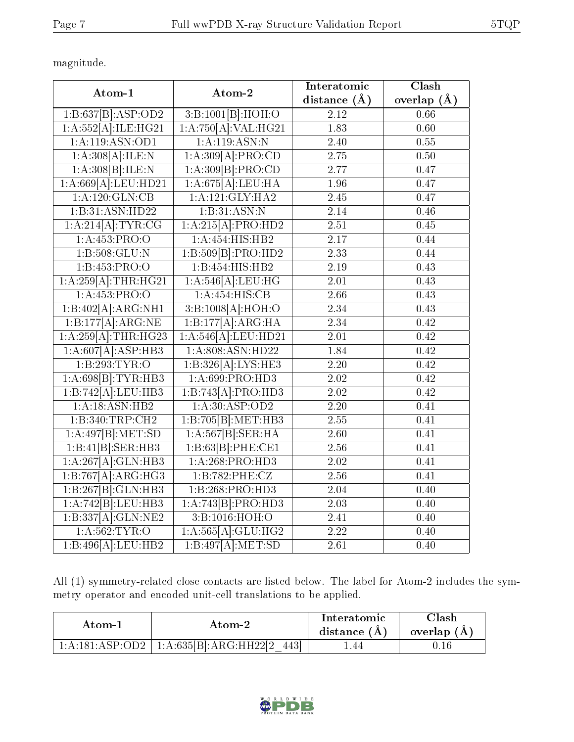magnitude.

| Atom-1 | Atom-2 | Interatomic distance (Å) | Clash overlap (Å) |
|---|---|---|---|
| 1:B:637[B]:ASP:OD2 | 3:B:1001[B]:HOH:O | 2.12 | 0.66 |
| 1:A:552[A]:ILE:HG21 | 1:A:750[A]:VAL:HG21 | 1.83 | 0.60 |
| 1:A:119:ASN:OD1 | 1:A:119:ASN:N | 2.40 | 0.55 |
| 1:A:308[A]:ILE:N | 1:A:309[A]:PRO:CD | 2.75 | 0.50 |
| 1:A:308[B]:ILE:N | 1:A:309[B]:PRO:CD | 2.77 | 0.47 |
| 1:A:669[A]:LEU:HD21 | 1:A:675[A]:LEU:HA | 1.96 | 0.47 |
| 1:A:120:GLN:CB | 1:A:121:GLY:HA2 | 2.45 | 0.47 |
| 1:B:31:ASN:HD22 | 1:B:31:ASN:N | 2.14 | 0.46 |
| 1:A:214[A]:TYR:CG | 1:A:215[A]:PRO:HD2 | 2.51 | 0.45 |
| 1:A:453:PRO:O | 1:A:454:HIS:HB2 | 2.17 | 0.44 |
| 1:B:508:GLU:N | 1:B:509[B]:PRO:HD2 | 2.33 | 0.44 |
| 1:B:453:PRO:O | 1:B:454:HIS:HB2 | 2.19 | 0.43 |
| 1:A:259[A]:THR:HG21 | 1:A:546[A]:LEU:HG | 2.01 | 0.43 |
| 1:A:453:PRO:O | 1:A:454:HIS:CB | 2.66 | 0.43 |
| 1:B:402[A]:ARG:NH1 | 3:B:1008[A]:HOH:O | 2.34 | 0.43 |
| 1:B:177[A]:ARG:NE | 1:B:177[A]:ARG:HA | 2.34 | 0.42 |
| 1:A:259[A]:THR:HG23 | 1:A:546[A]:LEU:HD21 | 2.01 | 0.42 |
| 1:A:607[A]:ASP:HB3 | 1:A:808:ASN:HD22 | 1.84 | 0.42 |
| 1:B:293:TYR:O | 1:B:326[A]:LYS:HE3 | 2.20 | 0.42 |
| 1:A:698[B]:TYR:HB3 | 1:A:699:PRO:HD3 | 2.02 | 0.42 |
| 1:B:742[A]:LEU:HB3 | 1:B:743[A]:PRO:HD3 | 2.02 | 0.42 |
| 1:A:18:ASN:HB2 | 1:A:30:ASP:OD2 | 2.20 | 0.41 |
| 1:B:340:TRP:CH2 | 1:B:705[B]:MET:HB3 | 2.55 | 0.41 |
| 1:A:497[B]:MET:SD | 1:A:567[B]:SER:HA | 2.60 | 0.41 |
| 1:B:41[B]:SER:HB3 | 1:B:63[B]:PHE:CE1 | 2.56 | 0.41 |
| 1:A:267[A]:GLN:HB3 | 1:A:268:PRO:HD3 | 2.02 | 0.41 |
| 1:B:767[A]:ARG:HG3 | 1:B:782:PHE:CZ | 2.56 | 0.41 |
| 1:B:267[B]:GLN:HB3 | 1:B:268:PRO:HD3 | 2.04 | 0.40 |
| 1:A:742[B]:LEU:HB3 | 1:A:743[B]:PRO:HD3 | 2.03 | 0.40 |
| 1:B:337[A]:GLN:NE2 | 3:B:1016:HOH:O | 2.41 | 0.40 |
| 1:A:562:TYR:O | 1:A:565[A]:GLU:HG2 | 2.22 | 0.40 |
| 1:B:496[A]:LEU:HB2 | 1:B:497[A]:MET:SD | 2.61 | 0.40 |

All (1) symmetry-related close contacts are listed below. The label for Atom-2 includes the symmetry operator and encoded unit-cell translations to be applied.

| Atom-1 | Atom-2 | Interatomic distance (Å) | Clash overlap (Å) |
|---|---|---|---|
| 1:A:181:ASP:OD2 | 1:A:635[B]:ARG:HH22[2_443] | 1.44 | 0.16 |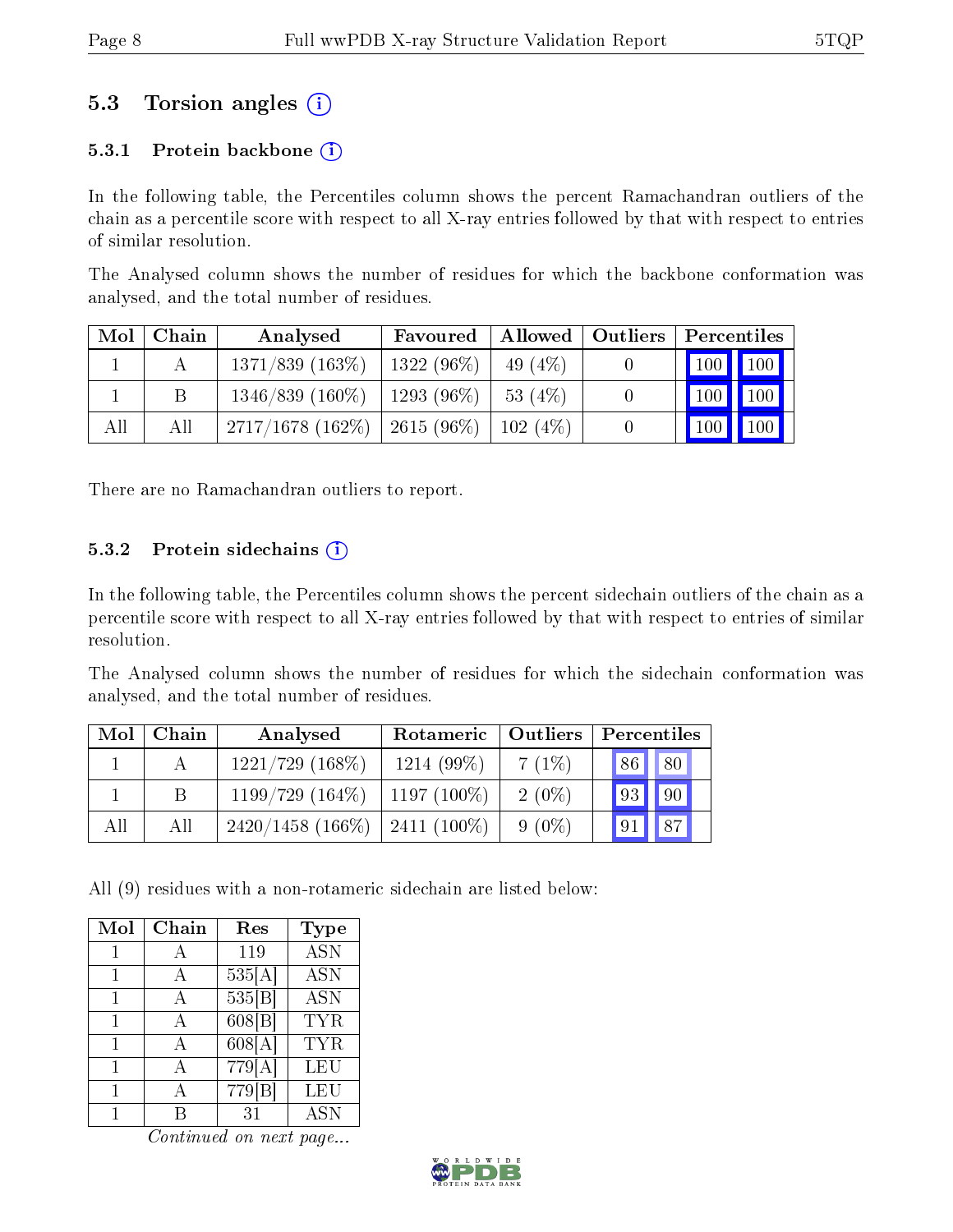### 5.3 Torsion angles (i)

#### 5.3.1 Protein backbone (i)

In the following table, the Percentiles column shows the percent Ramachandran outliers of the chain as a percentile score with respect to all X-ray entries followed by that with respect to entries of similar resolution.

The Analysed column shows the number of residues for which the backbone conformation was analysed, and the total number of residues.

| Mol | Chain | Analysed | Favoured | Allowed | Outliers | Percentiles | |
|---|---|---|---|---|---|---|---|
| 1 | A | 1371/839 (163%) | 1322 (96%) | 49 (4%) | 0 | 100 | 100 |
| 1 | B | 1346/839 (160%) | 1293 (96%) | 53 (4%) | 0 | 100 | 100 |
| All | All | 2717/1678 (162%) | 2615 (96%) | 102 (4%) | 0 | 100 | 100 |

There are no Ramachandran outliers to report.

#### 5.3.2 Protein sidechains (i)

In the following table, the Percentiles column shows the percent sidechain outliers of the chain as a percentile score with respect to all X-ray entries followed by that with respect to entries of similar resolution.

The Analysed column shows the number of residues for which the sidechain conformation was analysed, and the total number of residues.

| Mol | Chain | Analysed | Rotameric | Outliers | Percentiles | |
|---|---|---|---|---|---|---|
| 1 | A | 1221/729 (168%) | 1214 (99%) | 7 (1%) | 86 | 80 |
| 1 | B | 1199/729 (164%) | 1197 (100%) | 2 (0%) | 93 | 90 |
| All | All | 2420/1458 (166%) | 2411 (100%) | 9 (0%) | 91 | 87 |

All (9) residues with a non-rotameric sidechain are listed below:

| Mol | Chain | Res | Type |
|---|---|---|---|
| 1 | A | 119 | ASN |
| 1 | A | 535[A] | ASN |
| 1 | A | 535[B] | ASN |
| 1 | A | 608[B] | TYR |
| 1 | A | 608[A] | TYR |
| 1 | A | 779[A] | LEU |
| 1 | A | 779[B] | LEU |
| 1 | B | 31 | ASN |

*Continued on next page...*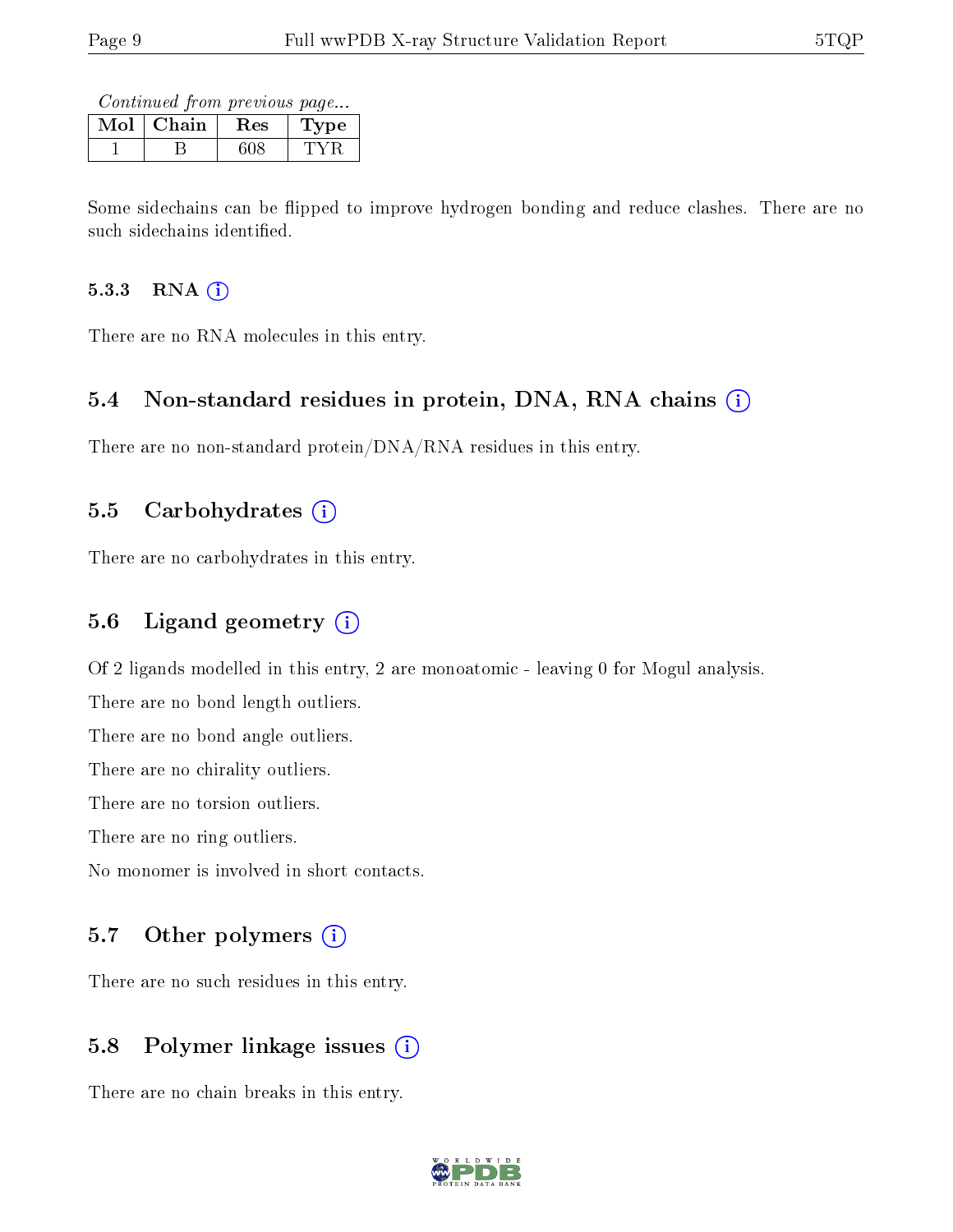*Continued from previous page...*

| Mol | Chain | Res | Type |
|---|---|---|---|
| 1 | B | 608 | TYR |

Some sidechains can be flipped to improve hydrogen bonding and reduce clashes. There are no such sidechains identified.

#### 5.3.3 RNA

There are no RNA molecules in this entry.

### 5.4 Non-standard residues in protein, DNA, RNA chains

There are no non-standard protein/DNA/RNA residues in this entry.

### 5.5 Carbohydrates

There are no carbohydrates in this entry.

### 5.6 Ligand geometry

Of 2 ligands modelled in this entry, 2 are monoatomic - leaving 0 for Mogul analysis.

There are no bond length outliers.

There are no bond angle outliers.

There are no chirality outliers.

There are no torsion outliers.

There are no ring outliers.

No monomer is involved in short contacts.

### 5.7 Other polymers

There are no such residues in this entry.

### 5.8 Polymer linkage issues

There are no chain breaks in this entry.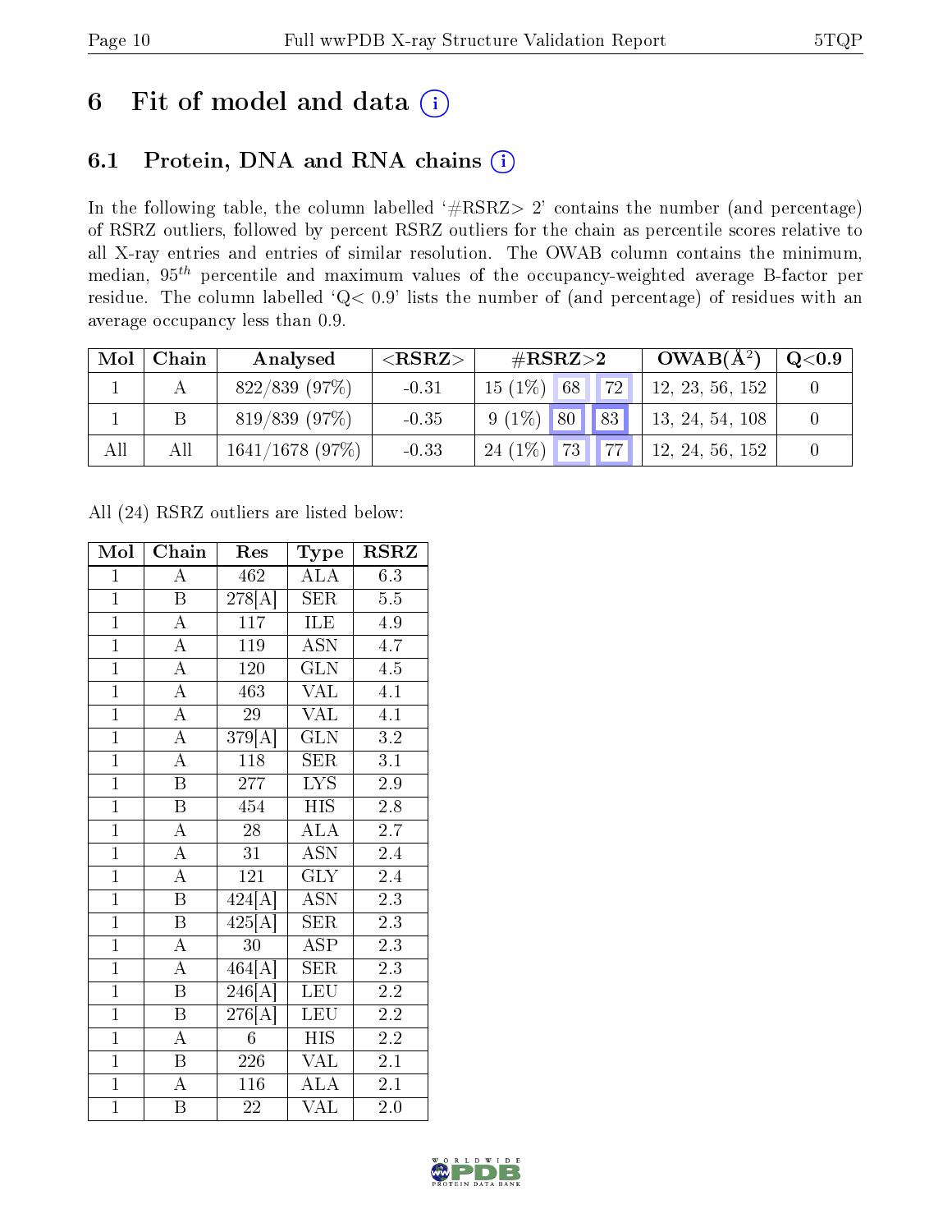# 6 Fit of model and data (i)

## 6.1 Protein, DNA and RNA chains (i)

In the following table, the column labelled '#RSRZ> 2' contains the number (and percentage) of RSRZ outliers, followed by percent RSRZ outliers for the chain as percentile scores relative to all X-ray entries and entries of similar resolution. The OWAB column contains the minimum, median, $95^{th}$ percentile and maximum values of the occupancy-weighted average B-factor per residue. The column labelled 'Q< 0.9' lists the number of (and percentage) of residues with an average occupancy less than 0.9.

| Mol | Chain | Analysed | <RSRZ> | #RSRZ>2 | | | OWAB(Å$^2$) | Q<0.9 |
|---|---|---|---|---|---|---|---|---|
| 1 | A | 822/839 (97%) | -0.31 | 15 (1%) | 68 | 72 | 12, 23, 56, 152 | 0 |
| 1 | B | 819/839 (97%) | -0.35 | 9 (1%) | 80 | 83 | 13, 24, 54, 108 | 0 |
| All | All | 1641/1678 (97%) | -0.33 | 24 (1%) | 73 | 77 | 12, 24, 56, 152 | 0 |

All (24) RSRZ outliers are listed below:

| Mol | Chain | Res | Type | RSRZ |
|---|---|---|---|---|
| 1 | A | 462 | ALA | 6.3 |
| 1 | B | 278[A] | SER | 5.5 |
| 1 | A | 117 | ILE | 4.9 |
| 1 | A | 119 | ASN | 4.7 |
| 1 | A | 120 | GLN | 4.5 |
| 1 | A | 463 | VAL | 4.1 |
| 1 | A | 29 | VAL | 4.1 |
| 1 | A | 379[A] | GLN | 3.2 |
| 1 | A | 118 | SER | 3.1 |
| 1 | B | 277 | LYS | 2.9 |
| 1 | B | 454 | HIS | 2.8 |
| 1 | A | 28 | ALA | 2.7 |
| 1 | A | 31 | ASN | 2.4 |
| 1 | A | 121 | GLY | 2.4 |
| 1 | B | 424[A] | ASN | 2.3 |
| 1 | B | 425[A] | SER | 2.3 |
| 1 | A | 30 | ASP | 2.3 |
| 1 | A | 464[A] | SER | 2.3 |
| 1 | B | 246[A] | LEU | 2.2 |
| 1 | B | 276[A] | LEU | 2.2 |
| 1 | A | 6 | HIS | 2.2 |
| 1 | B | 226 | VAL | 2.1 |
| 1 | A | 116 | ALA | 2.1 |
| 1 | B | 22 | VAL | 2.0 |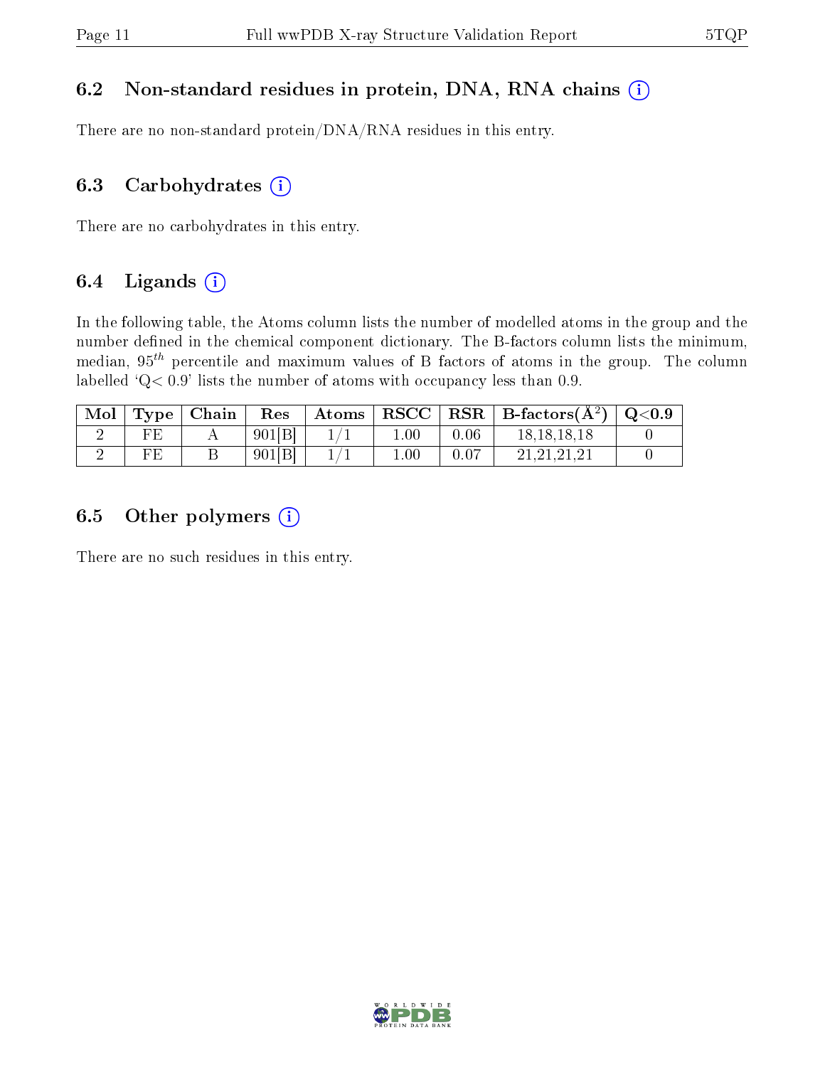### 6.2 Non-standard residues in protein, DNA, RNA chains

There are no non-standard protein/DNA/RNA residues in this entry.

### 6.3 Carbohydrates

There are no carbohydrates in this entry.

### 6.4 Ligands

In the following table, the Atoms column lists the number of modelled atoms in the group and the number defined in the chemical component dictionary. The B-factors column lists the minimum, median, $95^{th}$ percentile and maximum values of B factors of atoms in the group. The column labelled 'Q< 0.9' lists the number of atoms with occupancy less than 0.9.

| Mol | Type | Chain | Res | Atoms | RSCC | RSR | B-factors(Å$^2$) | Q<0.9 |
|---|---|---|---|---|---|---|---|---|
| 2 | FE | A | 901[B] | 1/1 | 1.00 | 0.06 | 18,18,18,18 | 0 |
| 2 | FE | B | 901[B] | 1/1 | 1.00 | 0.07 | 21,21,21,21 | 0 |

### 6.5 Other polymers

There are no such residues in this entry.